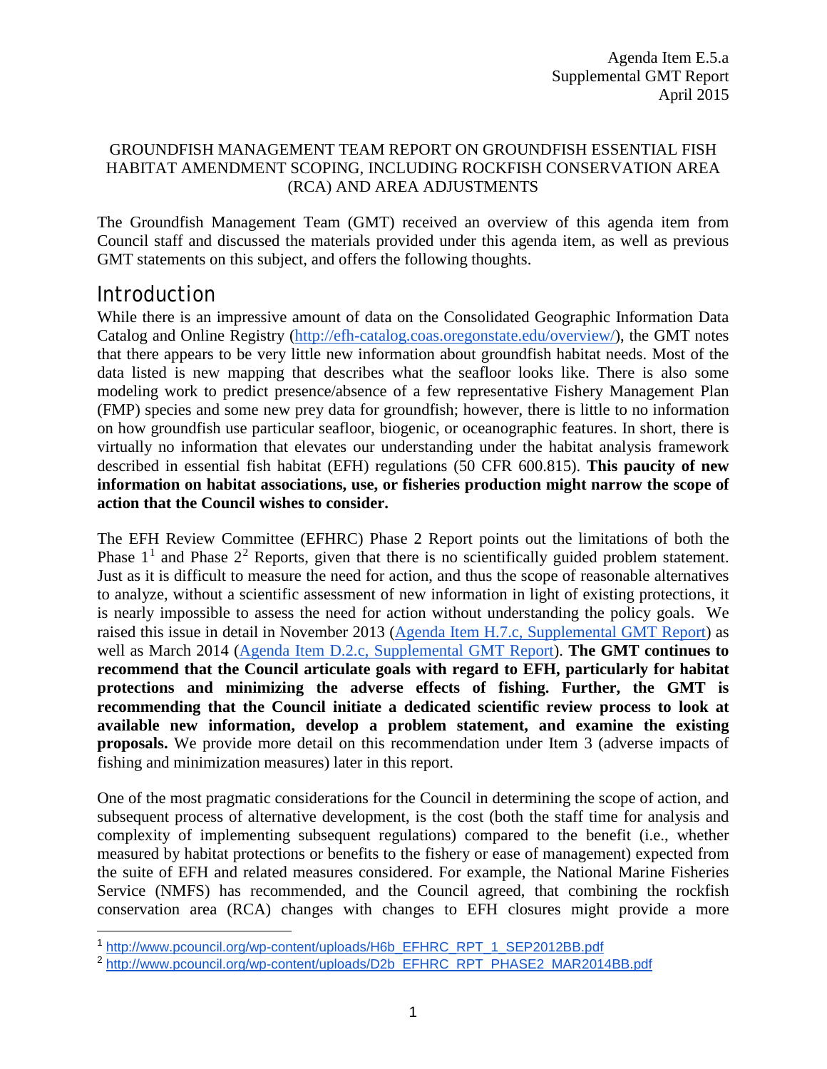Agenda Item E.5.a
Supplemental GMT Report
April 2015

GROUNDFISH MANAGEMENT TEAM REPORT ON GROUNDFISH ESSENTIAL FISH HABITAT AMENDMENT SCOPING, INCLUDING ROCKFISH CONSERVATION AREA (RCA) AND AREA ADJUSTMENTS

The Groundfish Management Team (GMT) received an overview of this agenda item from Council staff and discussed the materials provided under this agenda item, as well as previous GMT statements on this subject, and offers the following thoughts.

## Introduction

While there is an impressive amount of data on the Consolidated Geographic Information Data Catalog and Online Registry (http://efh-catalog.coas.oregonstate.edu/overview/), the GMT notes that there appears to be very little new information about groundfish habitat needs. Most of the data listed is new mapping that describes what the seafloor looks like. There is also some modeling work to predict presence/absence of a few representative Fishery Management Plan (FMP) species and some new prey data for groundfish; however, there is little to no information on how groundfish use particular seafloor, biogenic, or oceanographic features. In short, there is virtually no information that elevates our understanding under the habitat analysis framework described in essential fish habitat (EFH) regulations (50 CFR 600.815). **This paucity of new information on habitat associations, use, or fisheries production might narrow the scope of action that the Council wishes to consider.**

The EFH Review Committee (EFHRC) Phase 2 Report points out the limitations of both the Phase 1[1] and Phase 2[2] Reports, given that there is no scientifically guided problem statement. Just as it is difficult to measure the need for action, and thus the scope of reasonable alternatives to analyze, without a scientific assessment of new information in light of existing protections, it is nearly impossible to assess the need for action without understanding the policy goals. We raised this issue in detail in November 2013 (Agenda Item H.7.c, Supplemental GMT Report) as well as March 2014 (Agenda Item D.2.c, Supplemental GMT Report). **The GMT continues to recommend that the Council articulate goals with regard to EFH, particularly for habitat protections and minimizing the adverse effects of fishing. Further, the GMT is recommending that the Council initiate a dedicated scientific review process to look at available new information, develop a problem statement, and examine the existing proposals.** We provide more detail on this recommendation under Item 3 (adverse impacts of fishing and minimization measures) later in this report.

One of the most pragmatic considerations for the Council in determining the scope of action, and subsequent process of alternative development, is the cost (both the staff time for analysis and complexity of implementing subsequent regulations) compared to the benefit (i.e., whether measured by habitat protections or benefits to the fishery or ease of management) expected from the suite of EFH and related measures considered. For example, the National Marine Fisheries Service (NMFS) has recommended, and the Council agreed, that combining the rockfish conservation area (RCA) changes with changes to EFH closures might provide a more

[1] http://www.pcouncil.org/wp-content/uploads/H6b_EFHRC_RPT_1_SEP2012BB.pdf

[2] http://www.pcouncil.org/wp-content/uploads/D2b_EFHRC_RPT_PHASE2_MAR2014BB.pdf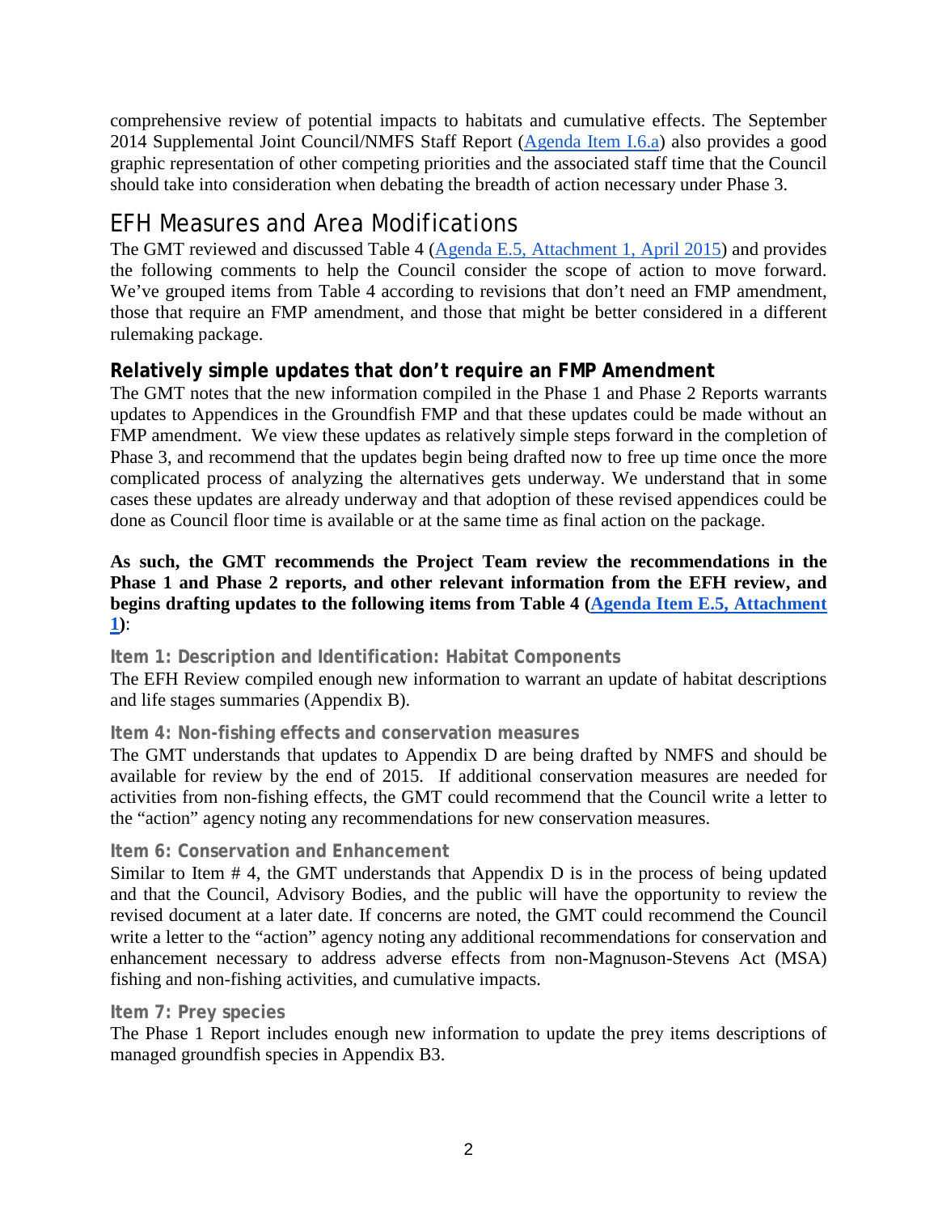comprehensive review of potential impacts to habitats and cumulative effects. The September 2014 Supplemental Joint Council/NMFS Staff Report (Agenda Item I.6.a) also provides a good graphic representation of other competing priorities and the associated staff time that the Council should take into consideration when debating the breadth of action necessary under Phase 3.

## EFH Measures and Area Modifications

The GMT reviewed and discussed Table 4 (Agenda E.5, Attachment 1, April 2015) and provides the following comments to help the Council consider the scope of action to move forward. We've grouped items from Table 4 according to revisions that don't need an FMP amendment, those that require an FMP amendment, and those that might be better considered in a different rulemaking package.

### Relatively simple updates that don't require an FMP Amendment

The GMT notes that the new information compiled in the Phase 1 and Phase 2 Reports warrants updates to Appendices in the Groundfish FMP and that these updates could be made without an FMP amendment. We view these updates as relatively simple steps forward in the completion of Phase 3, and recommend that the updates begin being drafted now to free up time once the more complicated process of analyzing the alternatives gets underway. We understand that in some cases these updates are already underway and that adoption of these revised appendices could be done as Council floor time is available or at the same time as final action on the package.

**As such, the GMT recommends the Project Team review the recommendations in the Phase 1 and Phase 2 reports, and other relevant information from the EFH review, and begins drafting updates to the following items from Table 4 (Agenda Item E.5, Attachment 1):**

#### Item 1: Description and Identification: Habitat Components

The EFH Review compiled enough new information to warrant an update of habitat descriptions and life stages summaries (Appendix B).

#### Item 4: Non-fishing effects and conservation measures

The GMT understands that updates to Appendix D are being drafted by NMFS and should be available for review by the end of 2015. If additional conservation measures are needed for activities from non-fishing effects, the GMT could recommend that the Council write a letter to the "action" agency noting any recommendations for new conservation measures.

#### Item 6: Conservation and Enhancement

Similar to Item # 4, the GMT understands that Appendix D is in the process of being updated and that the Council, Advisory Bodies, and the public will have the opportunity to review the revised document at a later date. If concerns are noted, the GMT could recommend the Council write a letter to the "action" agency noting any additional recommendations for conservation and enhancement necessary to address adverse effects from non-Magnuson-Stevens Act (MSA) fishing and non-fishing activities, and cumulative impacts.

#### Item 7: Prey species

The Phase 1 Report includes enough new information to update the prey items descriptions of managed groundfish species in Appendix B3.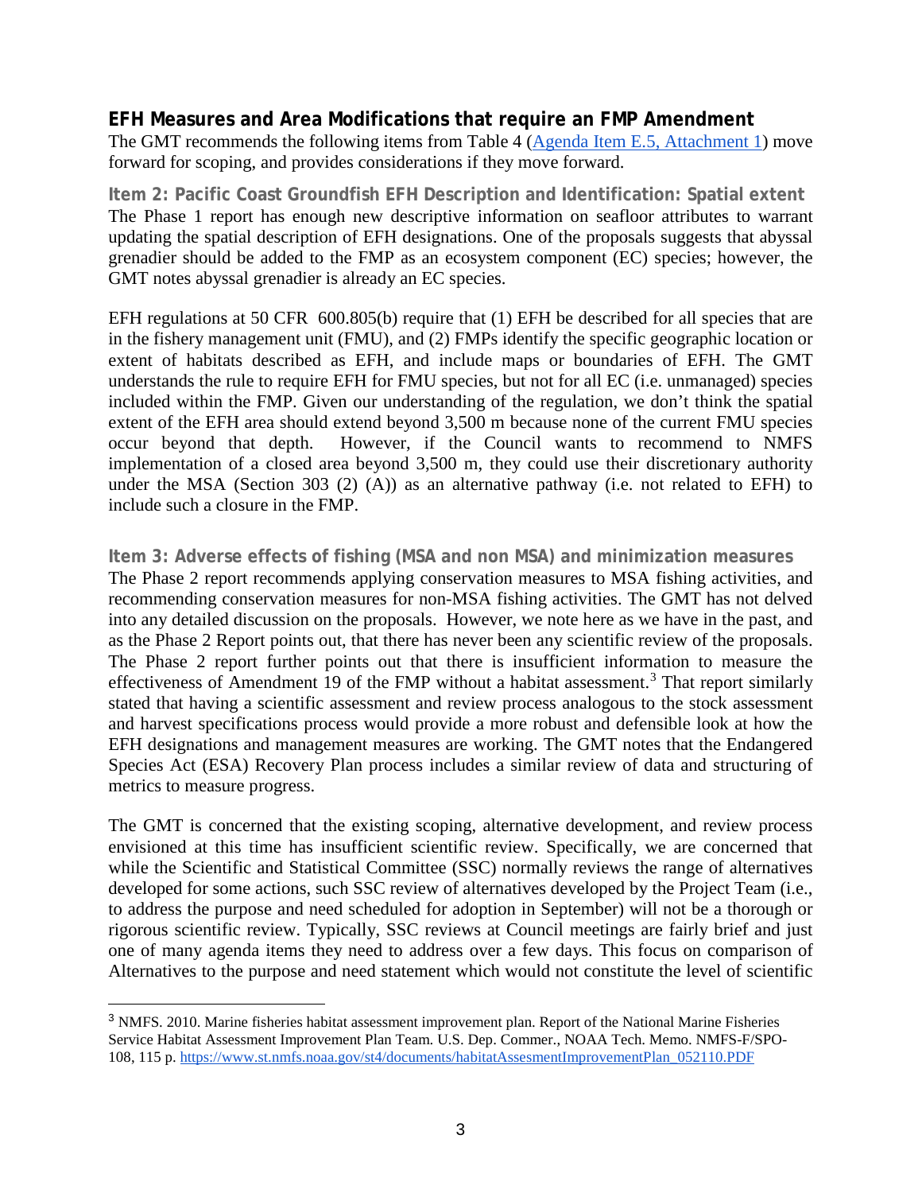## EFH Measures and Area Modifications that require an FMP Amendment

The GMT recommends the following items from Table 4 ([Agenda Item E.5, Attachment 1]) move forward for scoping, and provides considerations if they move forward.

### Item 2: Pacific Coast Groundfish EFH Description and Identification: Spatial extent

The Phase 1 report has enough new descriptive information on seafloor attributes to warrant updating the spatial description of EFH designations. One of the proposals suggests that abyssal grenadier should be added to the FMP as an ecosystem component (EC) species; however, the GMT notes abyssal grenadier is already an EC species.

EFH regulations at 50 CFR 600.805(b) require that (1) EFH be described for all species that are in the fishery management unit (FMU), and (2) FMPs identify the specific geographic location or extent of habitats described as EFH, and include maps or boundaries of EFH. The GMT understands the rule to require EFH for FMU species, but not for all EC (i.e. unmanaged) species included within the FMP. Given our understanding of the regulation, we don't think the spatial extent of the EFH area should extend beyond 3,500 m because none of the current FMU species occur beyond that depth. However, if the Council wants to recommend to NMFS implementation of a closed area beyond 3,500 m, they could use their discretionary authority under the MSA (Section 303 (2) (A)) as an alternative pathway (i.e. not related to EFH) to include such a closure in the FMP.

### Item 3: Adverse effects of fishing (MSA and non MSA) and minimization measures

The Phase 2 report recommends applying conservation measures to MSA fishing activities, and recommending conservation measures for non-MSA fishing activities. The GMT has not delved into any detailed discussion on the proposals. However, we note here as we have in the past, and as the Phase 2 Report points out, that there has never been any scientific review of the proposals. The Phase 2 report further points out that there is insufficient information to measure the effectiveness of Amendment 19 of the FMP without a habitat assessment.[3] That report similarly stated that having a scientific assessment and review process analogous to the stock assessment and harvest specifications process would provide a more robust and defensible look at how the EFH designations and management measures are working. The GMT notes that the Endangered Species Act (ESA) Recovery Plan process includes a similar review of data and structuring of metrics to measure progress.

The GMT is concerned that the existing scoping, alternative development, and review process envisioned at this time has insufficient scientific review. Specifically, we are concerned that while the Scientific and Statistical Committee (SSC) normally reviews the range of alternatives developed for some actions, such SSC review of alternatives developed by the Project Team (i.e., to address the purpose and need scheduled for adoption in September) will not be a thorough or rigorous scientific review. Typically, SSC reviews at Council meetings are fairly brief and just one of many agenda items they need to address over a few days. This focus on comparison of Alternatives to the purpose and need statement which would not constitute the level of scientific

---

[3] NMFS. 2010. Marine fisheries habitat assessment improvement plan. Report of the National Marine Fisheries Service Habitat Assessment Improvement Plan Team. U.S. Dep. Commer., NOAA Tech. Memo. NMFS-F/SPO-108, 115 p. https://www.st.nmfs.noaa.gov/st4/documents/habitatAssesmentImprovementPlan_052110.PDF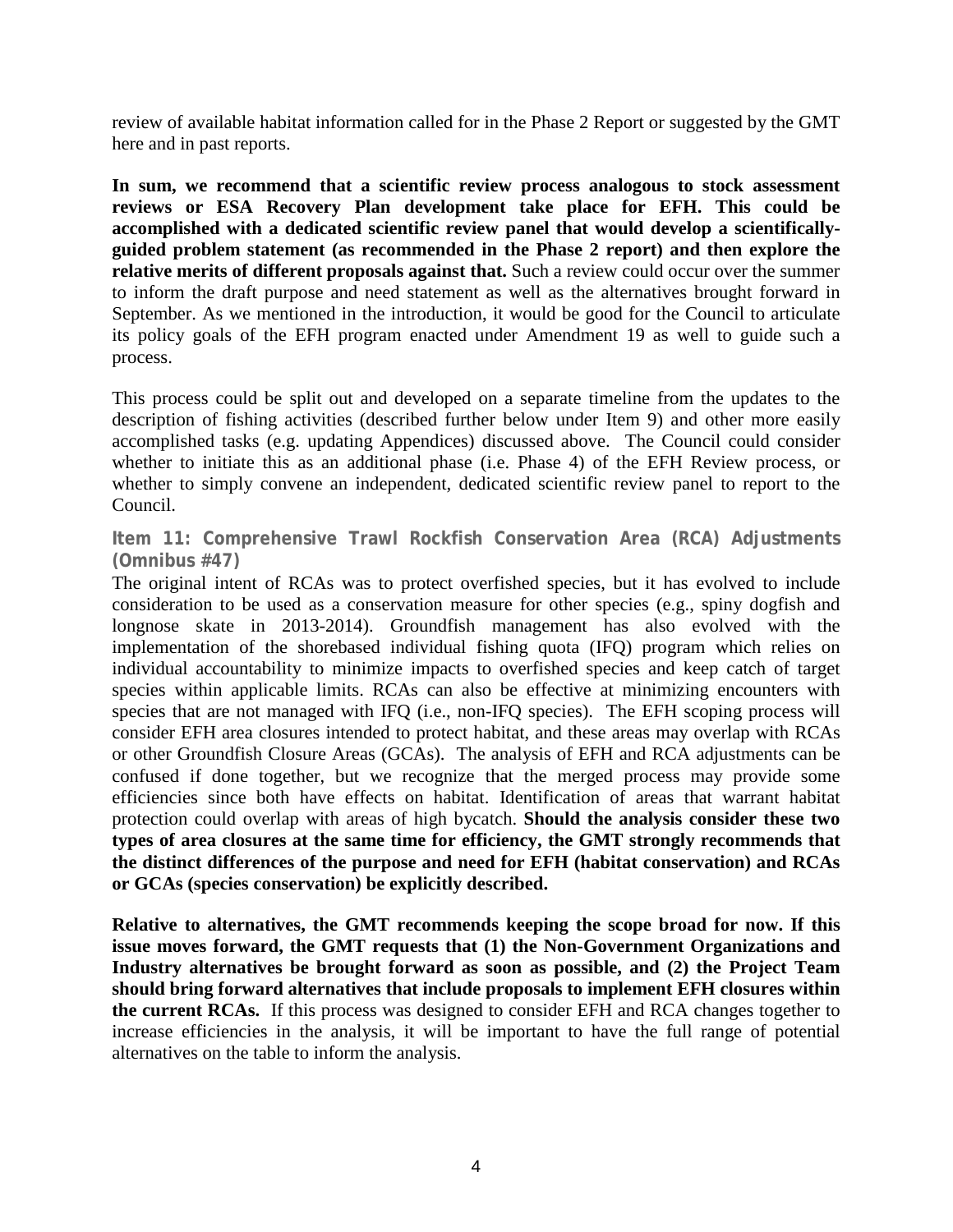review of available habitat information called for in the Phase 2 Report or suggested by the GMT here and in past reports.

**In sum, we recommend that a scientific review process analogous to stock assessment reviews or ESA Recovery Plan development take place for EFH. This could be accomplished with a dedicated scientific review panel that would develop a scientifically-guided problem statement (as recommended in the Phase 2 report) and then explore the relative merits of different proposals against that.** Such a review could occur over the summer to inform the draft purpose and need statement as well as the alternatives brought forward in September. As we mentioned in the introduction, it would be good for the Council to articulate its policy goals of the EFH program enacted under Amendment 19 as well to guide such a process.

This process could be split out and developed on a separate timeline from the updates to the description of fishing activities (described further below under Item 9) and other more easily accomplished tasks (e.g. updating Appendices) discussed above. The Council could consider whether to initiate this as an additional phase (i.e. Phase 4) of the EFH Review process, or whether to simply convene an independent, dedicated scientific review panel to report to the Council.

### Item 11: Comprehensive Trawl Rockfish Conservation Area (RCA) Adjustments (Omnibus #47)

The original intent of RCAs was to protect overfished species, but it has evolved to include consideration to be used as a conservation measure for other species (e.g., spiny dogfish and longnose skate in 2013-2014). Groundfish management has also evolved with the implementation of the shorebased individual fishing quota (IFQ) program which relies on individual accountability to minimize impacts to overfished species and keep catch of target species within applicable limits. RCAs can also be effective at minimizing encounters with species that are not managed with IFQ (i.e., non-IFQ species). The EFH scoping process will consider EFH area closures intended to protect habitat, and these areas may overlap with RCAs or other Groundfish Closure Areas (GCAs). The analysis of EFH and RCA adjustments can be confused if done together, but we recognize that the merged process may provide some efficiencies since both have effects on habitat. Identification of areas that warrant habitat protection could overlap with areas of high bycatch. **Should the analysis consider these two types of area closures at the same time for efficiency, the GMT strongly recommends that the distinct differences of the purpose and need for EFH (habitat conservation) and RCAs or GCAs (species conservation) be explicitly described.**

**Relative to alternatives, the GMT recommends keeping the scope broad for now. If this issue moves forward, the GMT requests that (1) the Non-Government Organizations and Industry alternatives be brought forward as soon as possible, and (2) the Project Team should bring forward alternatives that include proposals to implement EFH closures within the current RCAs.** If this process was designed to consider EFH and RCA changes together to increase efficiencies in the analysis, it will be important to have the full range of potential alternatives on the table to inform the analysis.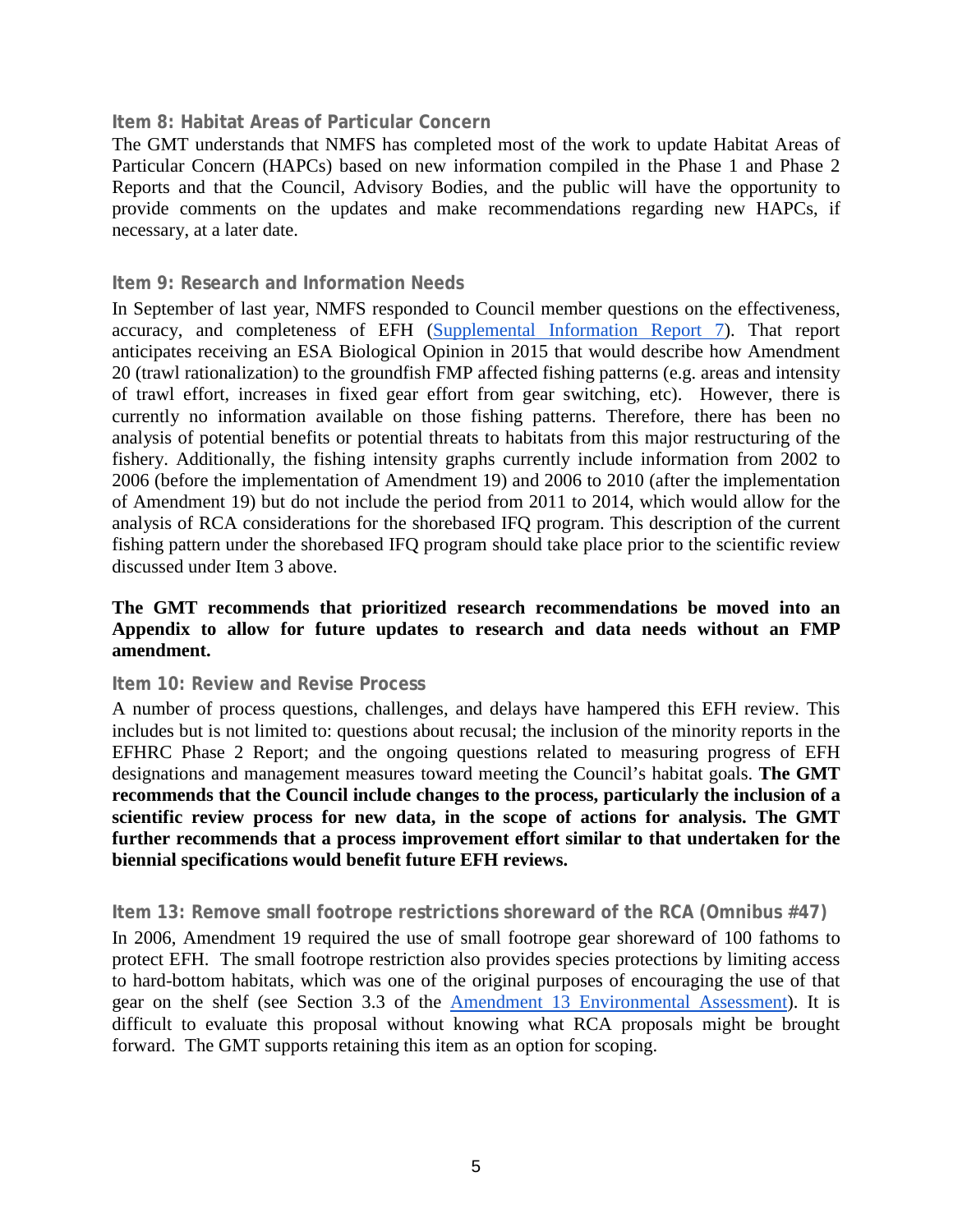### Item 8: Habitat Areas of Particular Concern

The GMT understands that NMFS has completed most of the work to update Habitat Areas of Particular Concern (HAPCs) based on new information compiled in the Phase 1 and Phase 2 Reports and that the Council, Advisory Bodies, and the public will have the opportunity to provide comments on the updates and make recommendations regarding new HAPCs, if necessary, at a later date.

### Item 9: Research and Information Needs

In September of last year, NMFS responded to Council member questions on the effectiveness, accuracy, and completeness of EFH ([Supplemental Information Report 7]). That report anticipates receiving an ESA Biological Opinion in 2015 that would describe how Amendment 20 (trawl rationalization) to the groundfish FMP affected fishing patterns (e.g. areas and intensity of trawl effort, increases in fixed gear effort from gear switching, etc). However, there is currently no information available on those fishing patterns. Therefore, there has been no analysis of potential benefits or potential threats to habitats from this major restructuring of the fishery. Additionally, the fishing intensity graphs currently include information from 2002 to 2006 (before the implementation of Amendment 19) and 2006 to 2010 (after the implementation of Amendment 19) but do not include the period from 2011 to 2014, which would allow for the analysis of RCA considerations for the shorebased IFQ program. This description of the current fishing pattern under the shorebased IFQ program should take place prior to the scientific review discussed under Item 3 above.

**The GMT recommends that prioritized research recommendations be moved into an Appendix to allow for future updates to research and data needs without an FMP amendment.**

### Item 10: Review and Revise Process

A number of process questions, challenges, and delays have hampered this EFH review. This includes but is not limited to: questions about recusal; the inclusion of the minority reports in the EFHRC Phase 2 Report; and the ongoing questions related to measuring progress of EFH designations and management measures toward meeting the Council's habitat goals. **The GMT recommends that the Council include changes to the process, particularly the inclusion of a scientific review process for new data, in the scope of actions for analysis. The GMT further recommends that a process improvement effort similar to that undertaken for the biennial specifications would benefit future EFH reviews.**

### Item 13: Remove small footrope restrictions shoreward of the RCA (Omnibus #47)

In 2006, Amendment 19 required the use of small footrope gear shoreward of 100 fathoms to protect EFH. The small footrope restriction also provides species protections by limiting access to hard-bottom habitats, which was one of the original purposes of encouraging the use of that gear on the shelf (see Section 3.3 of the [Amendment 13 Environmental Assessment]). It is difficult to evaluate this proposal without knowing what RCA proposals might be brought forward. The GMT supports retaining this item as an option for scoping.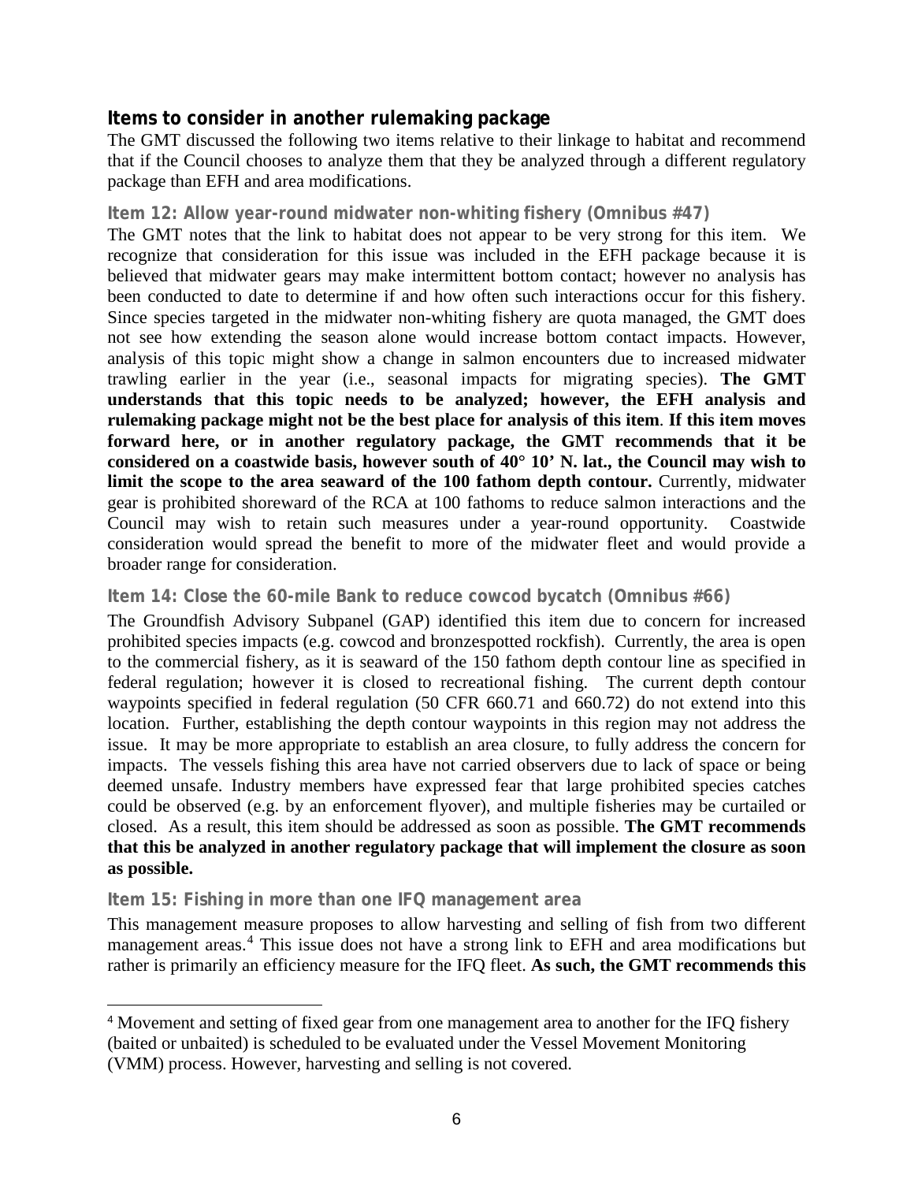## Items to consider in another rulemaking package

The GMT discussed the following two items relative to their linkage to habitat and recommend that if the Council chooses to analyze them that they be analyzed through a different regulatory package than EFH and area modifications.

### Item 12: Allow year-round midwater non-whiting fishery (Omnibus #47)

The GMT notes that the link to habitat does not appear to be very strong for this item. We recognize that consideration for this issue was included in the EFH package because it is believed that midwater gears may make intermittent bottom contact; however no analysis has been conducted to date to determine if and how often such interactions occur for this fishery. Since species targeted in the midwater non-whiting fishery are quota managed, the GMT does not see how extending the season alone would increase bottom contact impacts. However, analysis of this topic might show a change in salmon encounters due to increased midwater trawling earlier in the year (i.e., seasonal impacts for migrating species). **The GMT understands that this topic needs to be analyzed; however, the EFH analysis and rulemaking package might not be the best place for analysis of this item**. **If this item moves forward here, or in another regulatory package, the GMT recommends that it be considered on a coastwide basis, however south of 40° 10' N. lat., the Council may wish to limit the scope to the area seaward of the 100 fathom depth contour.** Currently, midwater gear is prohibited shoreward of the RCA at 100 fathoms to reduce salmon interactions and the Council may wish to retain such measures under a year-round opportunity. Coastwide consideration would spread the benefit to more of the midwater fleet and would provide a broader range for consideration.

### Item 14: Close the 60-mile Bank to reduce cowcod bycatch (Omnibus #66)

The Groundfish Advisory Subpanel (GAP) identified this item due to concern for increased prohibited species impacts (e.g. cowcod and bronzespotted rockfish). Currently, the area is open to the commercial fishery, as it is seaward of the 150 fathom depth contour line as specified in federal regulation; however it is closed to recreational fishing. The current depth contour waypoints specified in federal regulation (50 CFR 660.71 and 660.72) do not extend into this location. Further, establishing the depth contour waypoints in this region may not address the issue. It may be more appropriate to establish an area closure, to fully address the concern for impacts. The vessels fishing this area have not carried observers due to lack of space or being deemed unsafe. Industry members have expressed fear that large prohibited species catches could be observed (e.g. by an enforcement flyover), and multiple fisheries may be curtailed or closed. As a result, this item should be addressed as soon as possible. **The GMT recommends that this be analyzed in another regulatory package that will implement the closure as soon as possible.**

### Item 15: Fishing in more than one IFQ management area

This management measure proposes to allow harvesting and selling of fish from two different management areas.[4] This issue does not have a strong link to EFH and area modifications but rather is primarily an efficiency measure for the IFQ fleet. **As such, the GMT recommends this**

---

[4] Movement and setting of fixed gear from one management area to another for the IFQ fishery (baited or unbaited) is scheduled to be evaluated under the Vessel Movement Monitoring (VMM) process. However, harvesting and selling is not covered.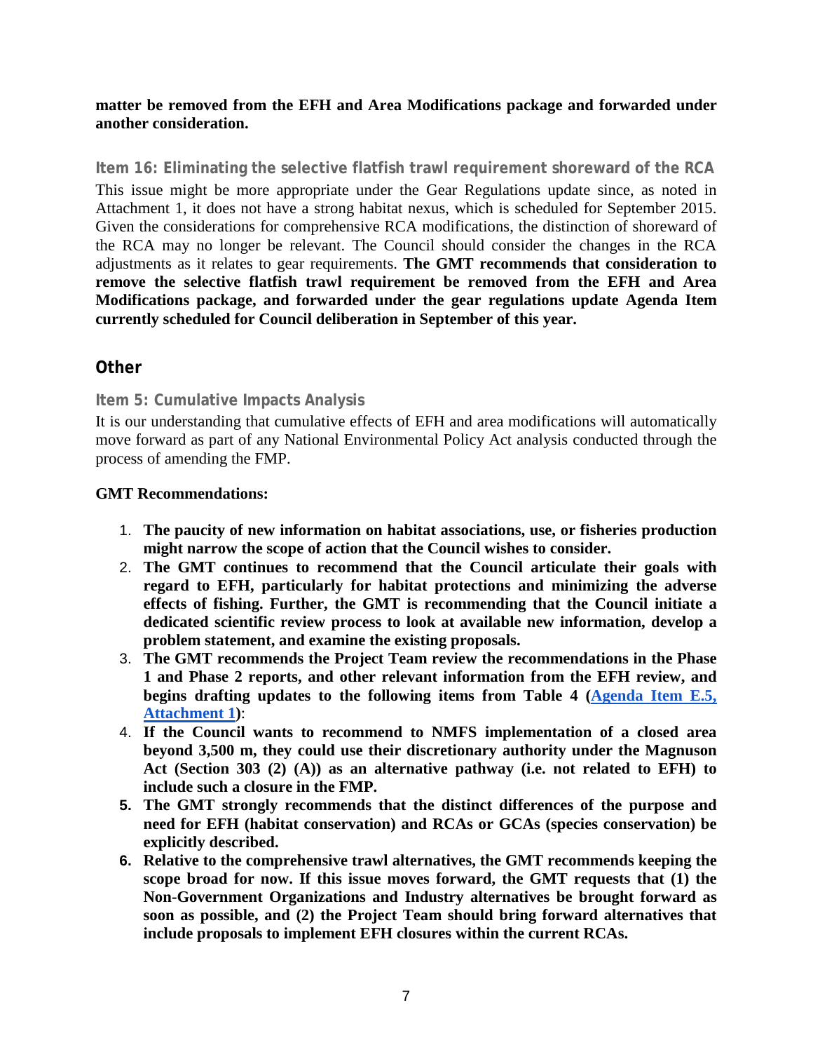**matter be removed from the EFH and Area Modifications package and forwarded under another consideration.**

### Item 16: Eliminating the selective flatfish trawl requirement shoreward of the RCA

This issue might be more appropriate under the Gear Regulations update since, as noted in Attachment 1, it does not have a strong habitat nexus, which is scheduled for September 2015. Given the considerations for comprehensive RCA modifications, the distinction of shoreward of the RCA may no longer be relevant. The Council should consider the changes in the RCA adjustments as it relates to gear requirements. **The GMT recommends that consideration to remove the selective flatfish trawl requirement be removed from the EFH and Area Modifications package, and forwarded under the gear regulations update Agenda Item currently scheduled for Council deliberation in September of this year.**

## Other

### Item 5: Cumulative Impacts Analysis

It is our understanding that cumulative effects of EFH and area modifications will automatically move forward as part of any National Environmental Policy Act analysis conducted through the process of amending the FMP.

**GMT Recommendations:**

1. **The paucity of new information on habitat associations, use, or fisheries production might narrow the scope of action that the Council wishes to consider.**
2. **The GMT continues to recommend that the Council articulate their goals with regard to EFH, particularly for habitat protections and minimizing the adverse effects of fishing. Further, the GMT is recommending that the Council initiate a dedicated scientific review process to look at available new information, develop a problem statement, and examine the existing proposals.**
3. **The GMT recommends the Project Team review the recommendations in the Phase 1 and Phase 2 reports, and other relevant information from the EFH review, and begins drafting updates to the following items from Table 4 (Agenda Item E.5, Attachment 1):**
4. **If the Council wants to recommend to NMFS implementation of a closed area beyond 3,500 m, they could use their discretionary authority under the Magnuson Act (Section 303 (2) (A)) as an alternative pathway (i.e. not related to EFH) to include such a closure in the FMP.**
5. **The GMT strongly recommends that the distinct differences of the purpose and need for EFH (habitat conservation) and RCAs or GCAs (species conservation) be explicitly described.**
6. **Relative to the comprehensive trawl alternatives, the GMT recommends keeping the scope broad for now. If this issue moves forward, the GMT requests that (1) the Non-Government Organizations and Industry alternatives be brought forward as soon as possible, and (2) the Project Team should bring forward alternatives that include proposals to implement EFH closures within the current RCAs.**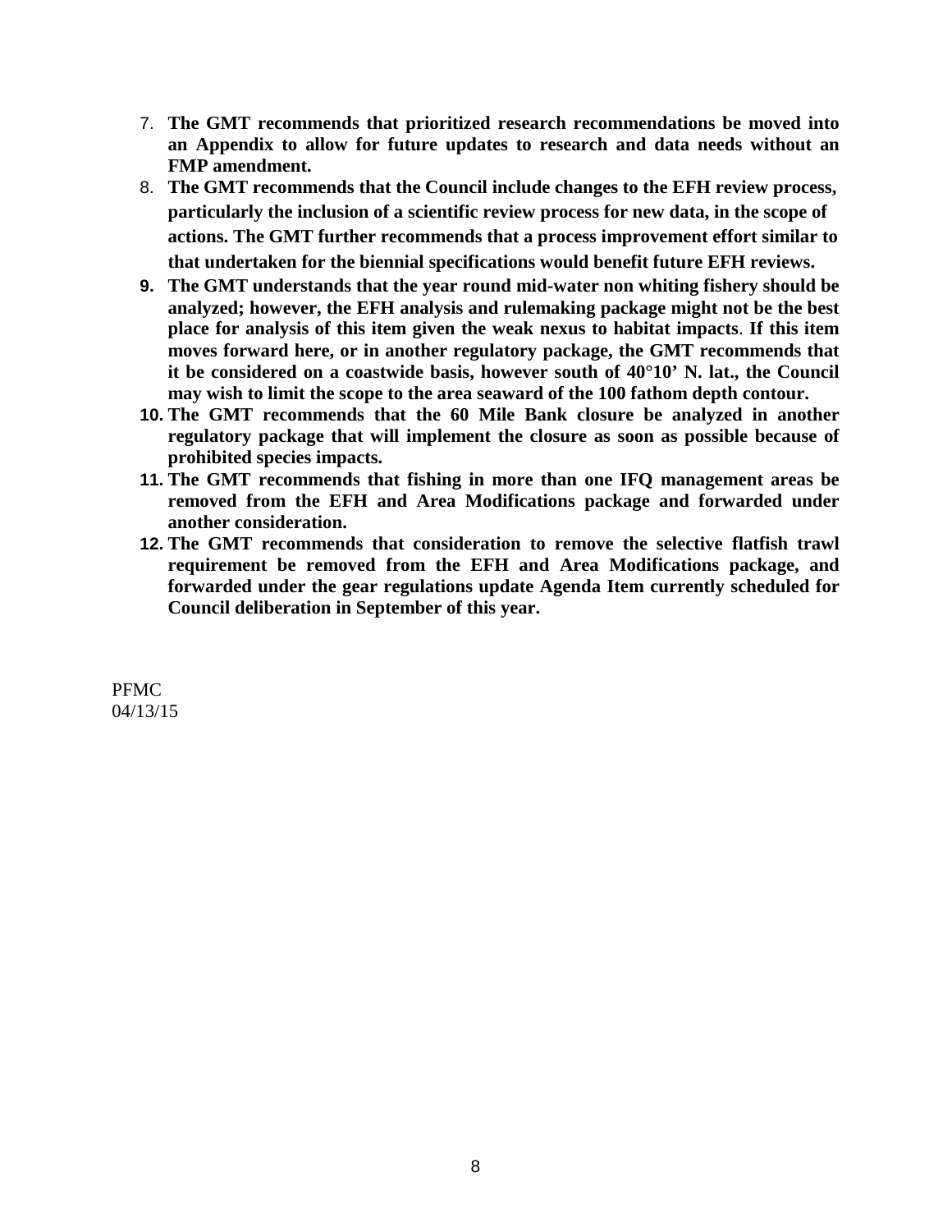7. **The GMT recommends that prioritized research recommendations be moved into an Appendix to allow for future updates to research and data needs without an FMP amendment.**
8. **The GMT recommends that the Council include changes to the EFH review process, particularly the inclusion of a scientific review process for new data, in the scope of actions. The GMT further recommends that a process improvement effort similar to that undertaken for the biennial specifications would benefit future EFH reviews.**
9. **The GMT understands that the year round mid-water non whiting fishery should be analyzed; however, the EFH analysis and rulemaking package might not be the best place for analysis of this item given the weak nexus to habitat impacts. If this item moves forward here, or in another regulatory package, the GMT recommends that it be considered on a coastwide basis, however south of 40°10' N. lat., the Council may wish to limit the scope to the area seaward of the 100 fathom depth contour.**
10. **The GMT recommends that the 60 Mile Bank closure be analyzed in another regulatory package that will implement the closure as soon as possible because of prohibited species impacts.**
11. **The GMT recommends that fishing in more than one IFQ management areas be removed from the EFH and Area Modifications package and forwarded under another consideration.**
12. **The GMT recommends that consideration to remove the selective flatfish trawl requirement be removed from the EFH and Area Modifications package, and forwarded under the gear regulations update Agenda Item currently scheduled for Council deliberation in September of this year.**

PFMC
04/13/15